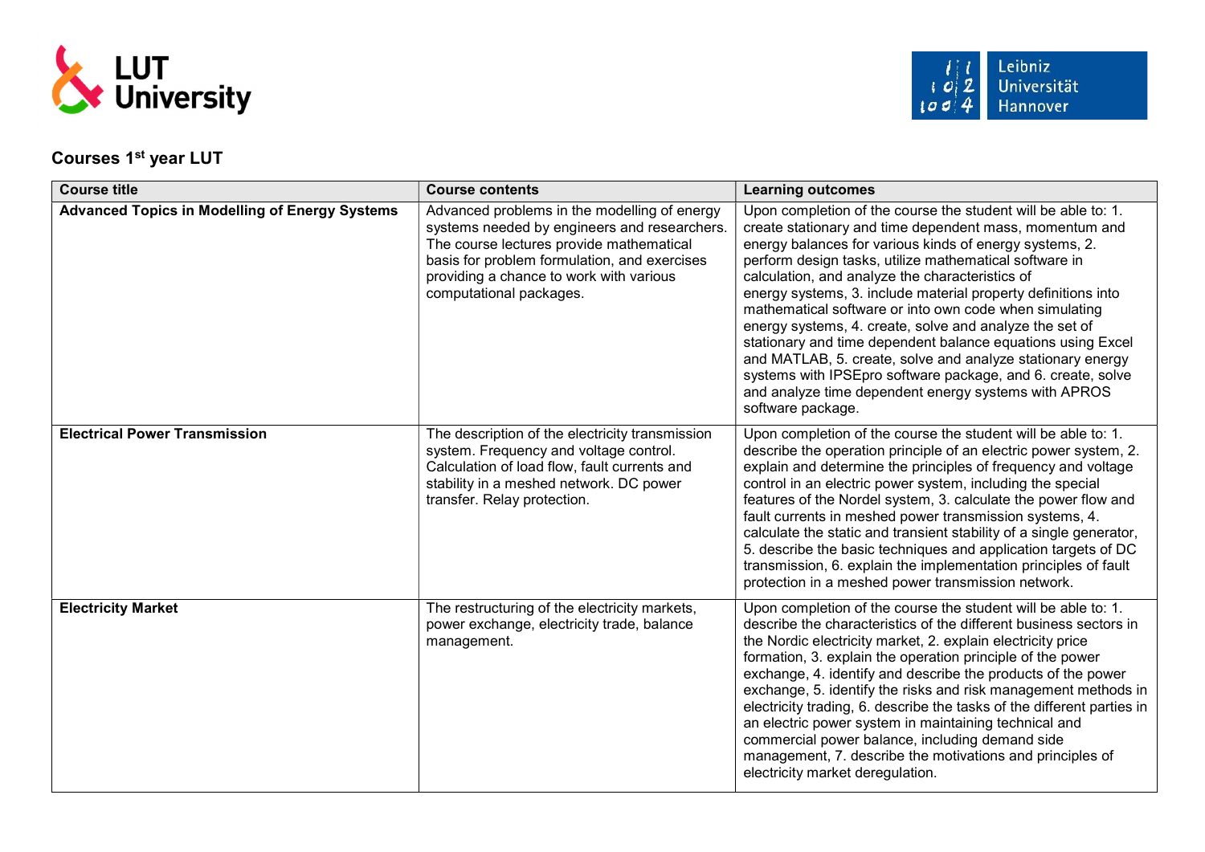## Courses 1st year LUT

| Course title | Course contents | Learning outcomes |
| --- | --- | --- |
| **Advanced Topics in Modelling of Energy Systems** | Advanced problems in the modelling of energy systems needed by engineers and researchers. The course lectures provide mathematical basis for problem formulation, and exercises providing a chance to work with various computational packages. | Upon completion of the course the student will be able to: 1. create stationary and time dependent mass, momentum and energy balances for various kinds of energy systems, 2. perform design tasks, utilize mathematical software in calculation, and analyze the characteristics of energy systems, 3. include material property definitions into mathematical software or into own code when simulating energy systems, 4. create, solve and analyze the set of stationary and time dependent balance equations using Excel and MATLAB, 5. create, solve and analyze stationary energy systems with IPSEpro software package, and 6. create, solve and analyze time dependent energy systems with APROS software package. |
| **Electrical Power Transmission** | The description of the electricity transmission system. Frequency and voltage control. Calculation of load flow, fault currents and stability in a meshed network. DC power transfer. Relay protection. | Upon completion of the course the student will be able to: 1. describe the operation principle of an electric power system, 2. explain and determine the principles of frequency and voltage control in an electric power system, including the special features of the Nordel system, 3. calculate the power flow and fault currents in meshed power transmission systems, 4. calculate the static and transient stability of a single generator, 5. describe the basic techniques and application targets of DC transmission, 6. explain the implementation principles of fault protection in a meshed power transmission network. |
| **Electricity Market** | The restructuring of the electricity markets, power exchange, electricity trade, balance management. | Upon completion of the course the student will be able to: 1. describe the characteristics of the different business sectors in the Nordic electricity market, 2. explain electricity price formation, 3. explain the operation principle of the power exchange, 4. identify and describe the products of the power exchange, 5. identify the risks and risk management methods in electricity trading, 6. describe the tasks of the different parties in an electric power system in maintaining technical and commercial power balance, including demand side management, 7. describe the motivations and principles of electricity market deregulation. |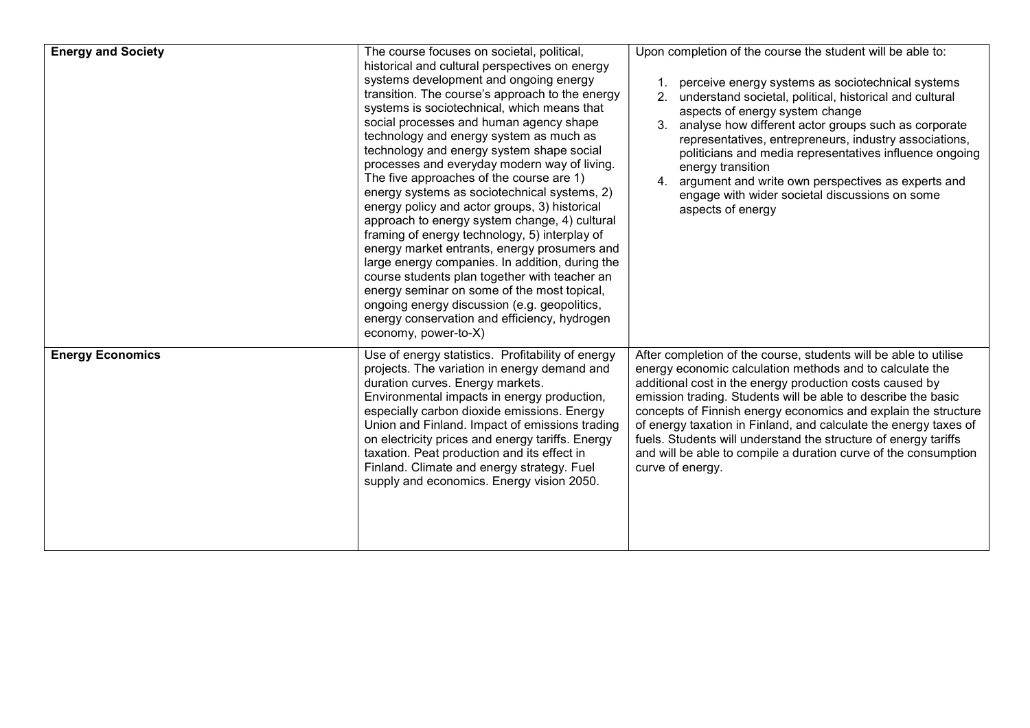| | | |
|---|---|---|
| **Energy and Society** | The course focuses on societal, political, historical and cultural perspectives on energy systems development and ongoing energy transition. The course's approach to the energy systems is sociotechnical, which means that social processes and human agency shape technology and energy system as much as technology and energy system shape social processes and everyday modern way of living. The five approaches of the course are 1) energy systems as sociotechnical systems, 2) energy policy and actor groups, 3) historical approach to energy system change, 4) cultural framing of energy technology, 5) interplay of energy market entrants, energy prosumers and large energy companies. In addition, during the course students plan together with teacher an energy seminar on some of the most topical, ongoing energy discussion (e.g. geopolitics, energy conservation and efficiency, hydrogen economy, power-to-X) | Upon completion of the course the student will be able to:<br><br>1. perceive energy systems as sociotechnical systems<br>2. understand societal, political, historical and cultural aspects of energy system change<br>3. analyse how different actor groups such as corporate representatives, entrepreneurs, industry associations, politicians and media representatives influence ongoing energy transition<br>4. argument and write own perspectives as experts and engage with wider societal discussions on some aspects of energy |
| **Energy Economics** | Use of energy statistics. Profitability of energy projects. The variation in energy demand and duration curves. Energy markets. Environmental impacts in energy production, especially carbon dioxide emissions. Energy Union and Finland. Impact of emissions trading on electricity prices and energy tariffs. Energy taxation. Peat production and its effect in Finland. Climate and energy strategy. Fuel supply and economics. Energy vision 2050. | After completion of the course, students will be able to utilise energy economic calculation methods and to calculate the additional cost in the energy production costs caused by emission trading. Students will be able to describe the basic concepts of Finnish energy economics and explain the structure of energy taxation in Finland, and calculate the energy taxes of fuels. Students will understand the structure of energy tariffs and will be able to compile a duration curve of the consumption curve of energy. |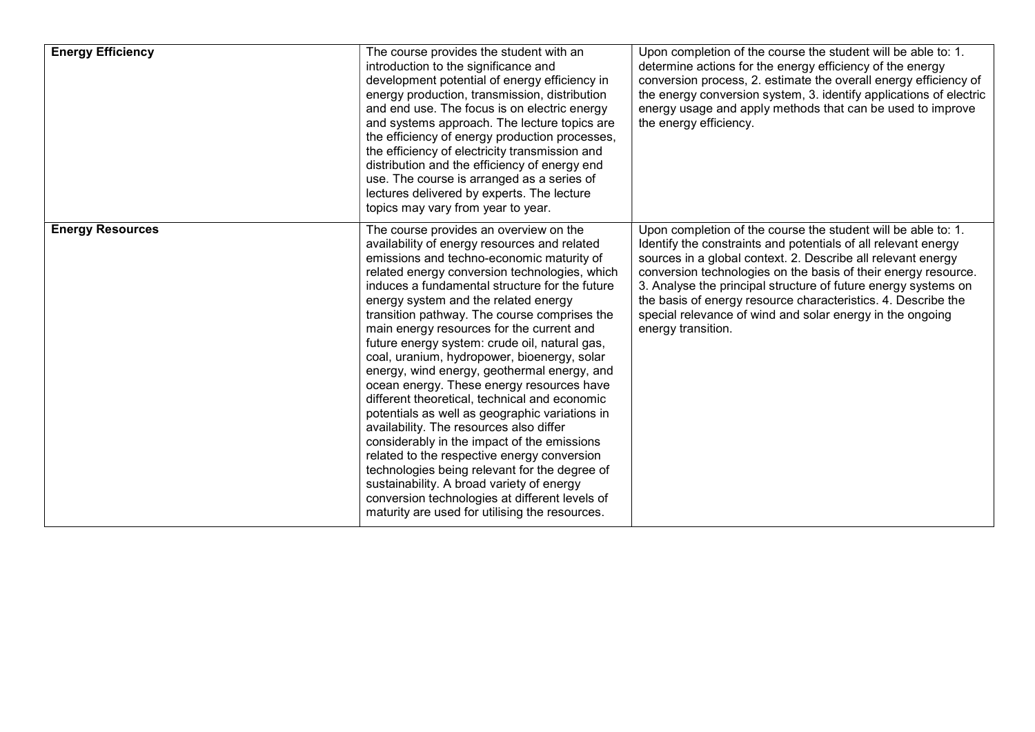| | | |
|---|---|---|
| **Energy Efficiency** | The course provides the student with an introduction to the significance and development potential of energy efficiency in energy production, transmission, distribution and end use. The focus is on electric energy and systems approach. The lecture topics are the efficiency of energy production processes, the efficiency of electricity transmission and distribution and the efficiency of energy end use. The course is arranged as a series of lectures delivered by experts. The lecture topics may vary from year to year. | Upon completion of the course the student will be able to: 1. determine actions for the energy efficiency of the energy conversion process, 2. estimate the overall energy efficiency of the energy conversion system, 3. identify applications of electric energy usage and apply methods that can be used to improve the energy efficiency. |
| **Energy Resources** | The course provides an overview on the availability of energy resources and related emissions and techno-economic maturity of related energy conversion technologies, which induces a fundamental structure for the future energy system and the related energy transition pathway. The course comprises the main energy resources for the current and future energy system: crude oil, natural gas, coal, uranium, hydropower, bioenergy, solar energy, wind energy, geothermal energy, and ocean energy. These energy resources have different theoretical, technical and economic potentials as well as geographic variations in availability. The resources also differ considerably in the impact of the emissions related to the respective energy conversion technologies being relevant for the degree of sustainability. A broad variety of energy conversion technologies at different levels of maturity are used for utilising the resources. | Upon completion of the course the student will be able to: 1. Identify the constraints and potentials of all relevant energy sources in a global context. 2. Describe all relevant energy conversion technologies on the basis of their energy resource. 3. Analyse the principal structure of future energy systems on the basis of energy resource characteristics. 4. Describe the special relevance of wind and solar energy in the ongoing energy transition. |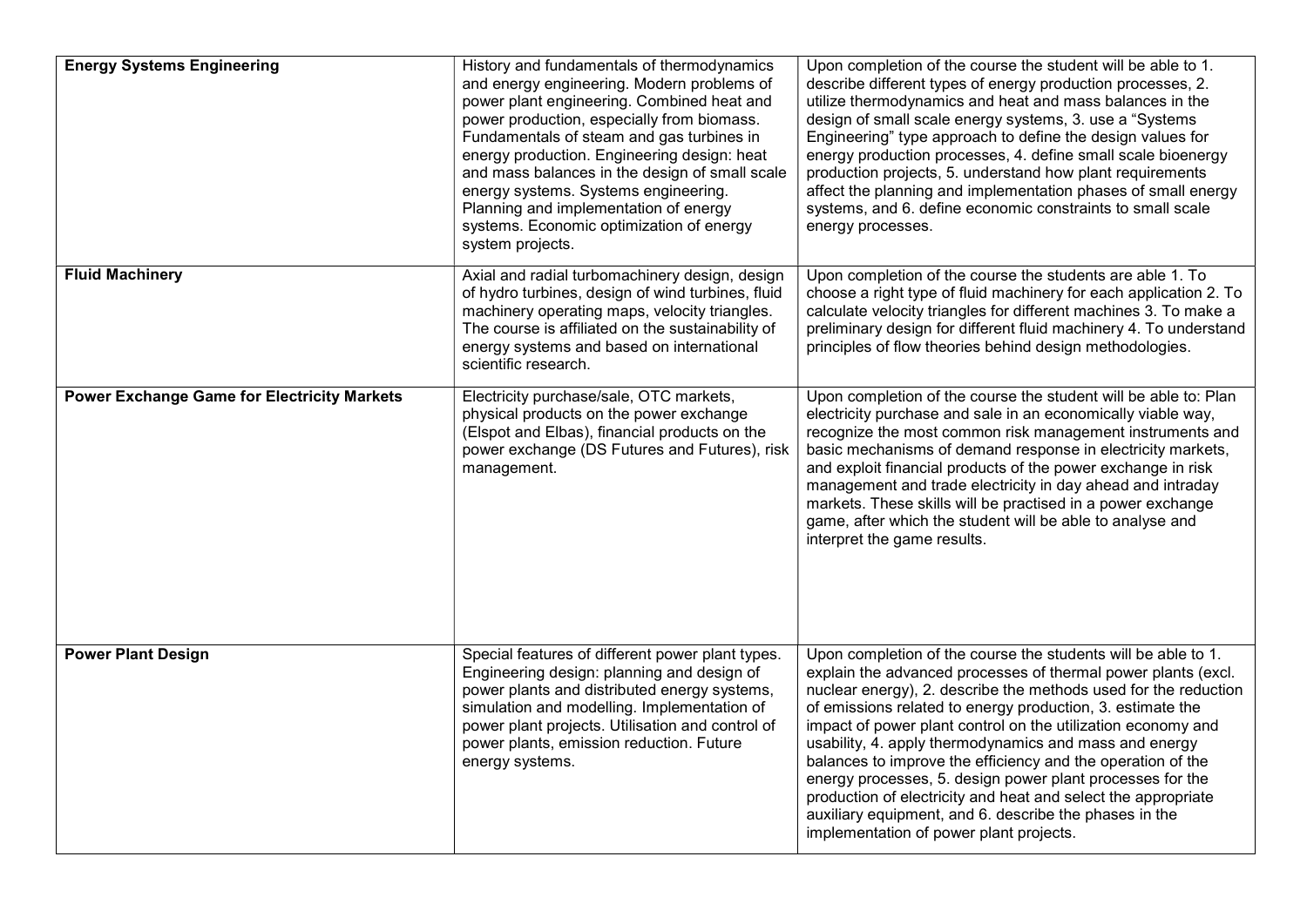| | | |
|---|---|---|
| **Energy Systems Engineering** | History and fundamentals of thermodynamics and energy engineering. Modern problems of power plant engineering. Combined heat and power production, especially from biomass. Fundamentals of steam and gas turbines in energy production. Engineering design: heat and mass balances in the design of small scale energy systems. Systems engineering. Planning and implementation of energy systems. Economic optimization of energy system projects. | Upon completion of the course the student will be able to 1. describe different types of energy production processes, 2. utilize thermodynamics and heat and mass balances in the design of small scale energy systems, 3. use a "Systems Engineering" type approach to define the design values for energy production processes, 4. define small scale bioenergy production projects, 5. understand how plant requirements affect the planning and implementation phases of small energy systems, and 6. define economic constraints to small scale energy processes. |
| **Fluid Machinery** | Axial and radial turbomachinery design, design of hydro turbines, design of wind turbines, fluid machinery operating maps, velocity triangles. The course is affiliated on the sustainability of energy systems and based on international scientific research. | Upon completion of the course the students are able 1. To choose a right type of fluid machinery for each application 2. To calculate velocity triangles for different machines 3. To make a preliminary design for different fluid machinery 4. To understand principles of flow theories behind design methodologies. |
| **Power Exchange Game for Electricity Markets** | Electricity purchase/sale, OTC markets, physical products on the power exchange (Elspot and Elbas), financial products on the power exchange (DS Futures and Futures), risk management. | Upon completion of the course the student will be able to: Plan electricity purchase and sale in an economically viable way, recognize the most common risk management instruments and basic mechanisms of demand response in electricity markets, and exploit financial products of the power exchange in risk management and trade electricity in day ahead and intraday markets. These skills will be practised in a power exchange game, after which the student will be able to analyse and interpret the game results. |
| **Power Plant Design** | Special features of different power plant types. Engineering design: planning and design of power plants and distributed energy systems, simulation and modelling. Implementation of power plant projects. Utilisation and control of power plants, emission reduction. Future energy systems. | Upon completion of the course the students will be able to 1. explain the advanced processes of thermal power plants (excl. nuclear energy), 2. describe the methods used for the reduction of emissions related to energy production, 3. estimate the impact of power plant control on the utilization economy and usability, 4. apply thermodynamics and mass and energy balances to improve the efficiency and the operation of the energy processes, 5. design power plant processes for the production of electricity and heat and select the appropriate auxiliary equipment, and 6. describe the phases in the implementation of power plant projects. |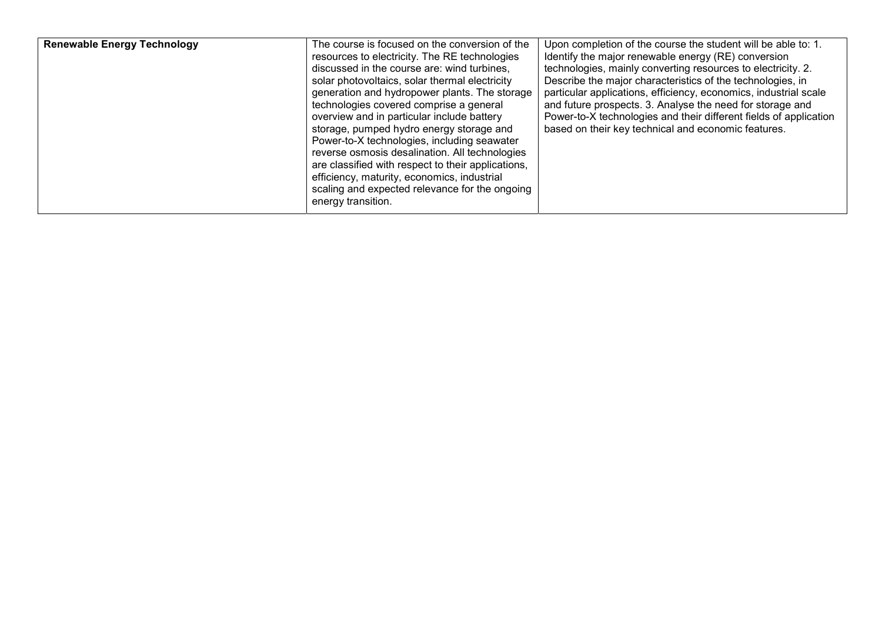| Renewable Energy Technology | The course is focused on the conversion of the resources to electricity. The RE technologies discussed in the course are: wind turbines, solar photovoltaics, solar thermal electricity generation and hydropower plants. The storage technologies covered comprise a general overview and in particular include battery storage, pumped hydro energy storage and Power-to-X technologies, including seawater reverse osmosis desalination. All technologies are classified with respect to their applications, efficiency, maturity, economics, industrial scaling and expected relevance for the ongoing energy transition. | Upon completion of the course the student will be able to: 1. Identify the major renewable energy (RE) conversion technologies, mainly converting resources to electricity. 2. Describe the major characteristics of the technologies, in particular applications, efficiency, economics, industrial scale and future prospects. 3. Analyse the need for storage and Power-to-X technologies and their different fields of application based on their key technical and economic features. |
|---|---|---|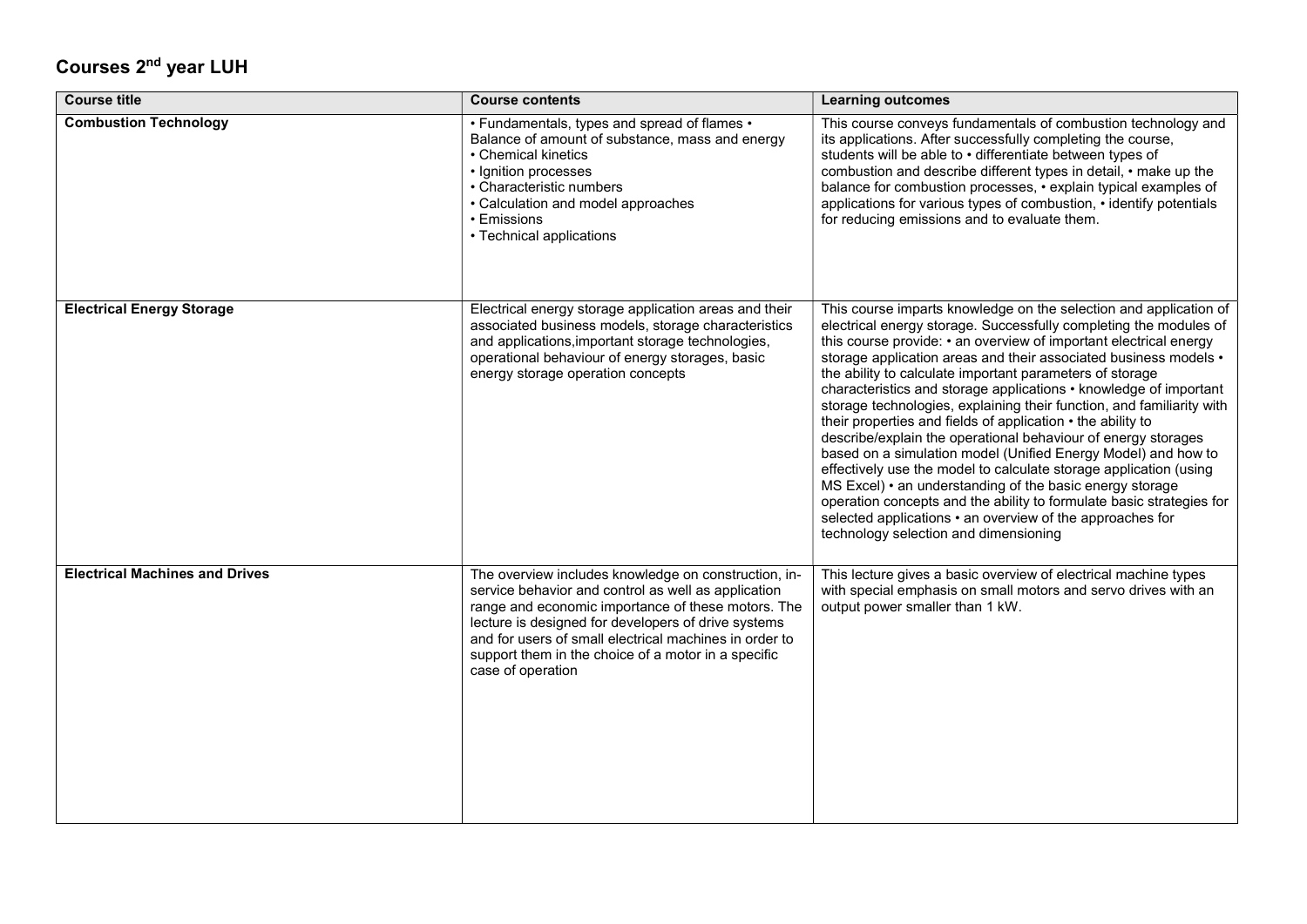# Courses 2nd year LUH

| Course title | Course contents | Learning outcomes |
| --- | --- | --- |
| **Combustion Technology** | • Fundamentals, types and spread of flames • Balance of amount of substance, mass and energy • Chemical kinetics • Ignition processes • Characteristic numbers • Calculation and model approaches • Emissions • Technical applications | This course conveys fundamentals of combustion technology and its applications. After successfully completing the course, students will be able to • differentiate between types of combustion and describe different types in detail, • make up the balance for combustion processes, • explain typical examples of applications for various types of combustion, • identify potentials for reducing emissions and to evaluate them. |
| **Electrical Energy Storage** | Electrical energy storage application areas and their associated business models, storage characteristics and applications,important storage technologies, operational behaviour of energy storages, basic energy storage operation concepts | This course imparts knowledge on the selection and application of electrical energy storage. Successfully completing the modules of this course provide: • an overview of important electrical energy storage application areas and their associated business models • the ability to calculate important parameters of storage characteristics and storage applications • knowledge of important storage technologies, explaining their function, and familiarity with their properties and fields of application • the ability to describe/explain the operational behaviour of energy storages based on a simulation model (Unified Energy Model) and how to effectively use the model to calculate storage application (using MS Excel) • an understanding of the basic energy storage operation concepts and the ability to formulate basic strategies for selected applications • an overview of the approaches for technology selection and dimensioning |
| **Electrical Machines and Drives** | The overview includes knowledge on construction, in-service behavior and control as well as application range and economic importance of these motors. The lecture is designed for developers of drive systems and for users of small electrical machines in order to support them in the choice of a motor in a specific case of operation | This lecture gives a basic overview of electrical machine types with special emphasis on small motors and servo drives with an output power smaller than 1 kW. |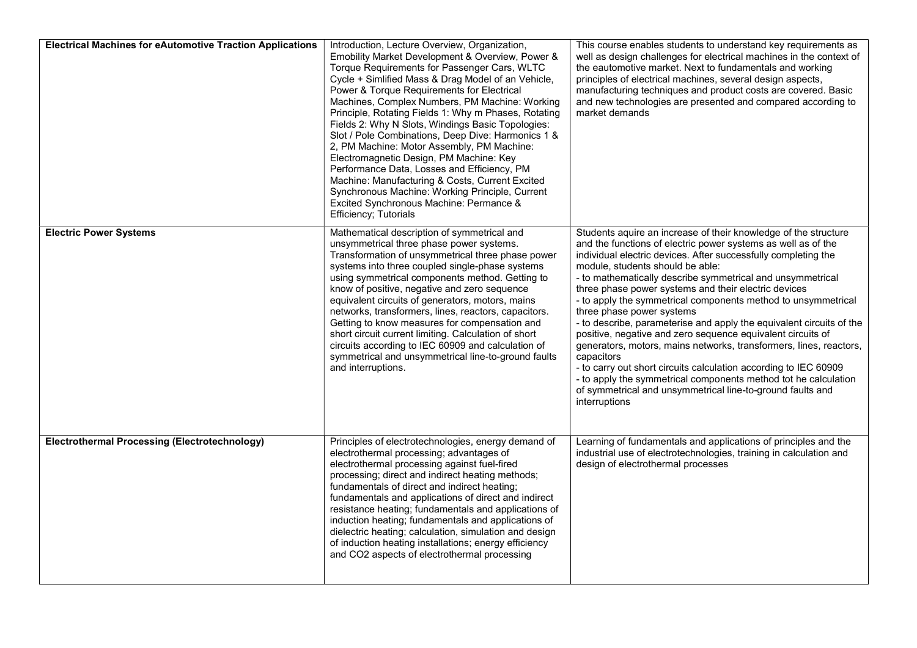| | | |
|---|---|---|
| **Electrical Machines for eAutomotive Traction Applications** | Introduction, Lecture Overview, Organization, Emobility Market Development & Overview, Power & Torque Requirements for Passenger Cars, WLTC Cycle + Simlified Mass & Drag Model of an Vehicle, Power & Torque Requirements for Electrical Machines, Complex Numbers, PM Machine: Working Principle, Rotating Fields 1: Why m Phases, Rotating Fields 2: Why N Slots, Windings Basic Topologies: Slot / Pole Combinations, Deep Dive: Harmonics 1 & 2, PM Machine: Motor Assembly, PM Machine: Electromagnetic Design, PM Machine: Key Performance Data, Losses and Efficiency, PM Machine: Manufacturing & Costs, Current Excited Synchronous Machine: Working Principle, Current Excited Synchronous Machine: Permance & Efficiency; Tutorials | This course enables students to understand key requirements as well as design challenges for electrical machines in the context of the eautomotive market. Next to fundamentals and working principles of electrical machines, several design aspects, manufacturing techniques and product costs are covered. Basic and new technologies are presented and compared according to market demands |
| **Electric Power Systems** | Mathematical description of symmetrical and unsymmetrical three phase power systems. Transformation of unsymmetrical three phase power systems into three coupled single-phase systems using symmetrical components method. Getting to know of positive, negative and zero sequence equivalent circuits of generators, motors, mains networks, transformers, lines, reactors, capacitors. Getting to know measures for compensation and short circuit current limiting. Calculation of short circuits according to IEC 60909 and calculation of symmetrical and unsymmetrical line-to-ground faults and interruptions. | Students aquire an increase of their knowledge of the structure and the functions of electric power systems as well as of the individual electric devices. After successfully completing the module, students should be able:<br>- to mathematically describe symmetrical and unsymmetrical three phase power systems and their electric devices<br>- to apply the symmetrical components method to unsymmetrical three phase power systems<br>- to describe, parameterise and apply the equivalent circuits of the positive, negative and zero sequence equivalent circuits of generators, motors, mains networks, transformers, lines, reactors, capacitors<br>- to carry out short circuits calculation according to IEC 60909<br>- to apply the symmetrical components method tot he calculation of symmetrical and unsymmetrical line-to-ground faults and interruptions |
| **Electrothermal Processing (Electrotechnology)** | Principles of electrotechnologies, energy demand of electrothermal processing; advantages of electrothermal processing against fuel-fired processing; direct and indirect heating methods; fundamentals of direct and indirect heating; fundamentals and applications of direct and indirect resistance heating; fundamentals and applications of induction heating; fundamentals and applications of dielectric heating; calculation, simulation and design of induction heating installations; energy efficiency and CO2 aspects of electrothermal processing | Learning of fundamentals and applications of principles and the industrial use of electrotechnologies, training in calculation and design of electrothermal processes |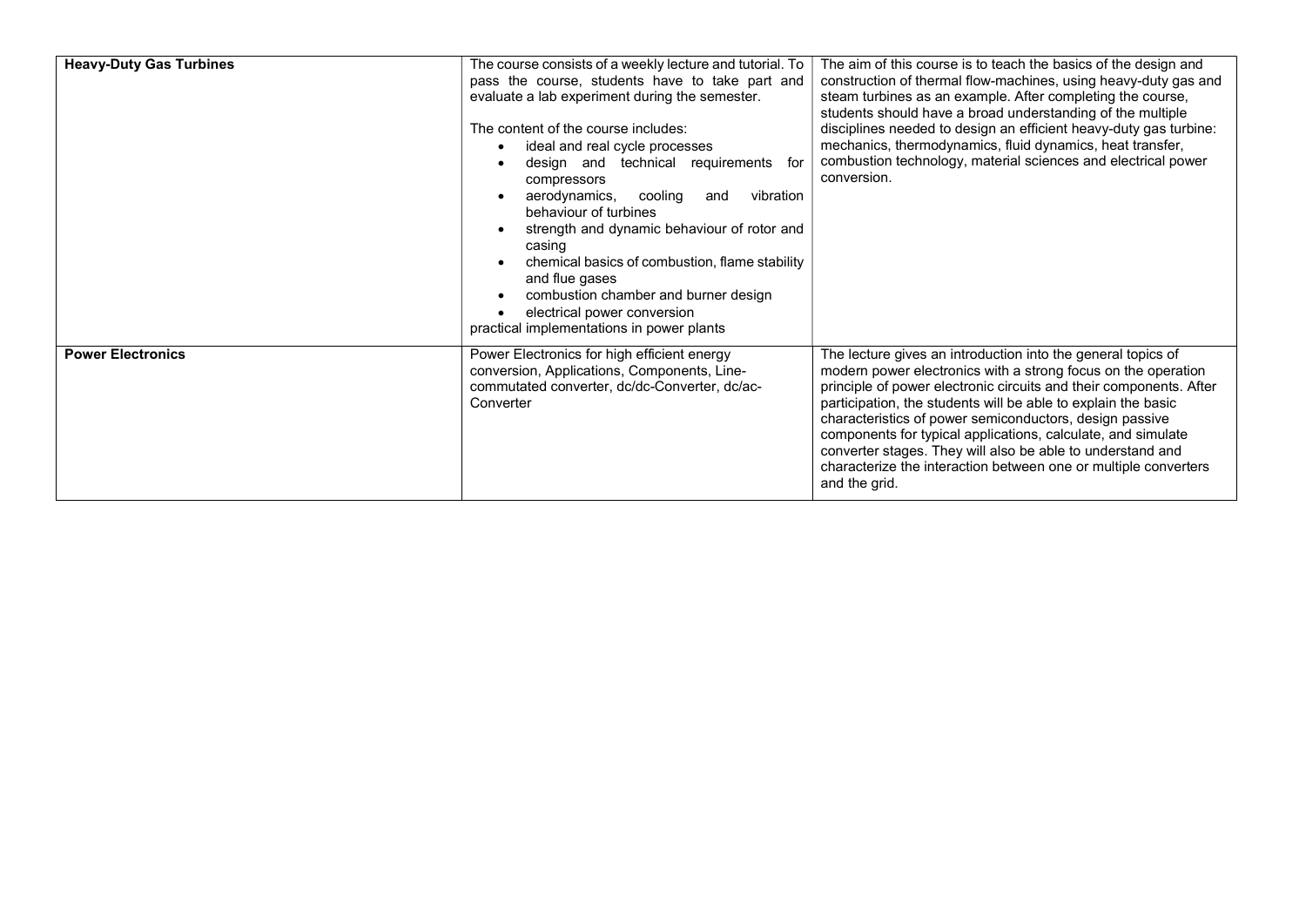| | | |
|---|---|---|
| **Heavy-Duty Gas Turbines** | The course consists of a weekly lecture and tutorial. To pass the course, students have to take part and evaluate a lab experiment during the semester.<br><br>The content of the course includes:<br>• ideal and real cycle processes<br>• design and technical requirements for compressors<br>• aerodynamics, cooling and vibration behaviour of turbines<br>• strength and dynamic behaviour of rotor and casing<br>• chemical basics of combustion, flame stability and flue gases<br>• combustion chamber and burner design<br>• electrical power conversion<br>practical implementations in power plants | The aim of this course is to teach the basics of the design and construction of thermal flow-machines, using heavy-duty gas and steam turbines as an example. After completing the course, students should have a broad understanding of the multiple disciplines needed to design an efficient heavy-duty gas turbine: mechanics, thermodynamics, fluid dynamics, heat transfer, combustion technology, material sciences and electrical power conversion. |
| **Power Electronics** | Power Electronics for high efficient energy conversion, Applications, Components, Line-commutated converter, dc/dc-Converter, dc/ac-Converter | The lecture gives an introduction into the general topics of modern power electronics with a strong focus on the operation principle of power electronic circuits and their components. After participation, the students will be able to explain the basic characteristics of power semiconductors, design passive components for typical applications, calculate, and simulate converter stages. They will also be able to understand and characterize the interaction between one or multiple converters and the grid. |